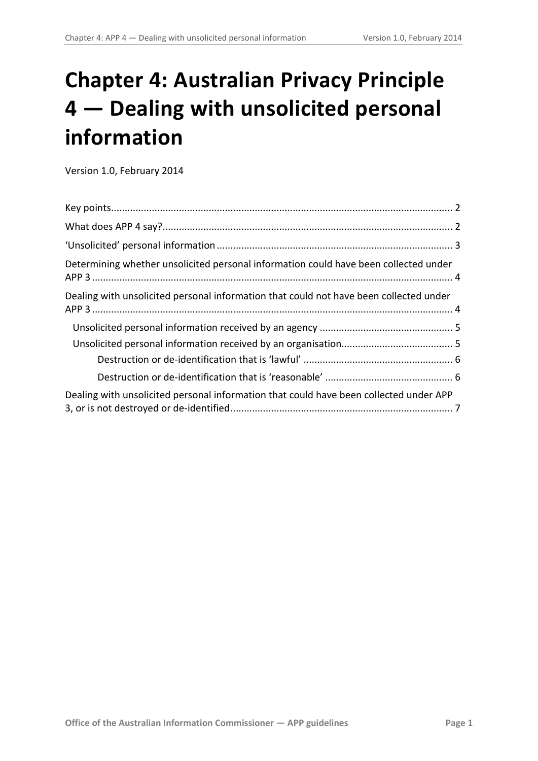# Chapter 4: Australian Privacy Principle 4 — Dealing with unsolicited personal information

Version 1.0, February 2014

Key points ........................................................................................................................ 2

What does APP 4 say? ...................................................................................................... 2

'Unsolicited' personal information ................................................................................... 3

Determining whether unsolicited personal information could have been collected under APP 3 ............................................................................................................................... 4

Dealing with unsolicited personal information that could not have been collected under APP 3 ............................................................................................................................... 4

- Unsolicited personal information received by an agency ............................................... 5
- Unsolicited personal information received by an organisation ........................................ 5
  - Destruction or de-identification that is 'lawful' ...................................................... 6
  - Destruction or de-identification that is 'reasonable' .............................................. 6

Dealing with unsolicited personal information that could have been collected under APP 3, or is not destroyed or de-identified ................................................................................ 7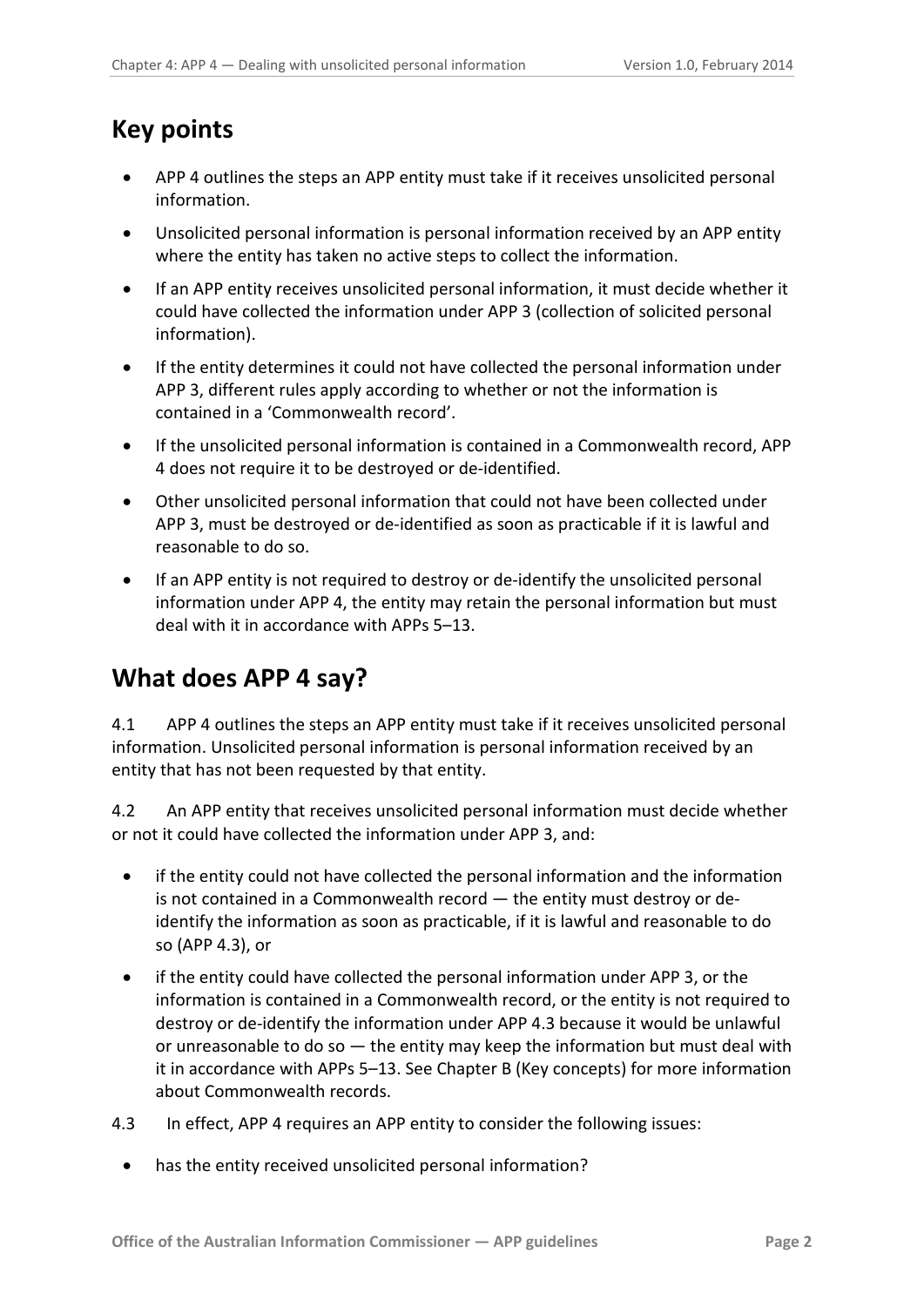## Key points

- APP 4 outlines the steps an APP entity must take if it receives unsolicited personal information.
- Unsolicited personal information is personal information received by an APP entity where the entity has taken no active steps to collect the information.
- If an APP entity receives unsolicited personal information, it must decide whether it could have collected the information under APP 3 (collection of solicited personal information).
- If the entity determines it could not have collected the personal information under APP 3, different rules apply according to whether or not the information is contained in a 'Commonwealth record'.
- If the unsolicited personal information is contained in a Commonwealth record, APP 4 does not require it to be destroyed or de-identified.
- Other unsolicited personal information that could not have been collected under APP 3, must be destroyed or de-identified as soon as practicable if it is lawful and reasonable to do so.
- If an APP entity is not required to destroy or de-identify the unsolicited personal information under APP 4, the entity may retain the personal information but must deal with it in accordance with APPs 5–13.

## What does APP 4 say?

4.1 APP 4 outlines the steps an APP entity must take if it receives unsolicited personal information. Unsolicited personal information is personal information received by an entity that has not been requested by that entity.

4.2 An APP entity that receives unsolicited personal information must decide whether or not it could have collected the information under APP 3, and:

- if the entity could not have collected the personal information and the information is not contained in a Commonwealth record — the entity must destroy or de-identify the information as soon as practicable, if it is lawful and reasonable to do so (APP 4.3), or
- if the entity could have collected the personal information under APP 3, or the information is contained in a Commonwealth record, or the entity is not required to destroy or de-identify the information under APP 4.3 because it would be unlawful or unreasonable to do so — the entity may keep the information but must deal with it in accordance with APPs 5–13. See Chapter B (Key concepts) for more information about Commonwealth records.

4.3 In effect, APP 4 requires an APP entity to consider the following issues:

- has the entity received unsolicited personal information?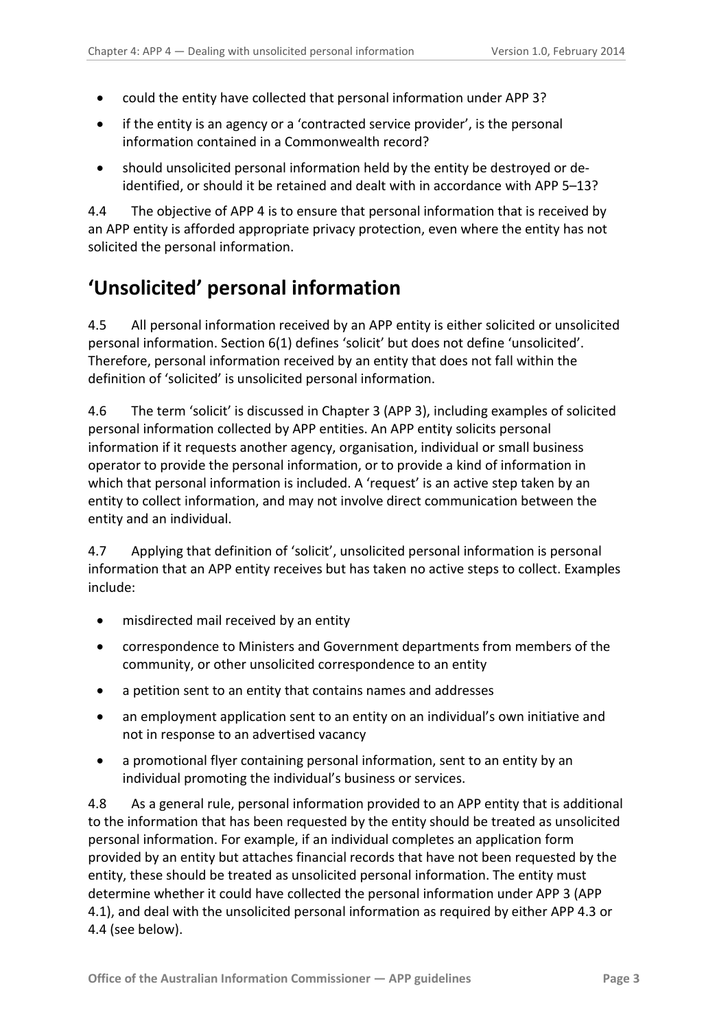- could the entity have collected that personal information under APP 3?
- if the entity is an agency or a 'contracted service provider', is the personal information contained in a Commonwealth record?
- should unsolicited personal information held by the entity be destroyed or de-identified, or should it be retained and dealt with in accordance with APP 5–13?

4.4 The objective of APP 4 is to ensure that personal information that is received by an APP entity is afforded appropriate privacy protection, even where the entity has not solicited the personal information.

## 'Unsolicited' personal information

4.5 All personal information received by an APP entity is either solicited or unsolicited personal information. Section 6(1) defines 'solicit' but does not define 'unsolicited'. Therefore, personal information received by an entity that does not fall within the definition of 'solicited' is unsolicited personal information.

4.6 The term 'solicit' is discussed in Chapter 3 (APP 3), including examples of solicited personal information collected by APP entities. An APP entity solicits personal information if it requests another agency, organisation, individual or small business operator to provide the personal information, or to provide a kind of information in which that personal information is included. A 'request' is an active step taken by an entity to collect information, and may not involve direct communication between the entity and an individual.

4.7 Applying that definition of 'solicit', unsolicited personal information is personal information that an APP entity receives but has taken no active steps to collect. Examples include:

- misdirected mail received by an entity
- correspondence to Ministers and Government departments from members of the community, or other unsolicited correspondence to an entity
- a petition sent to an entity that contains names and addresses
- an employment application sent to an entity on an individual's own initiative and not in response to an advertised vacancy
- a promotional flyer containing personal information, sent to an entity by an individual promoting the individual's business or services.

4.8 As a general rule, personal information provided to an APP entity that is additional to the information that has been requested by the entity should be treated as unsolicited personal information. For example, if an individual completes an application form provided by an entity but attaches financial records that have not been requested by the entity, these should be treated as unsolicited personal information. The entity must determine whether it could have collected the personal information under APP 3 (APP 4.1), and deal with the unsolicited personal information as required by either APP 4.3 or 4.4 (see below).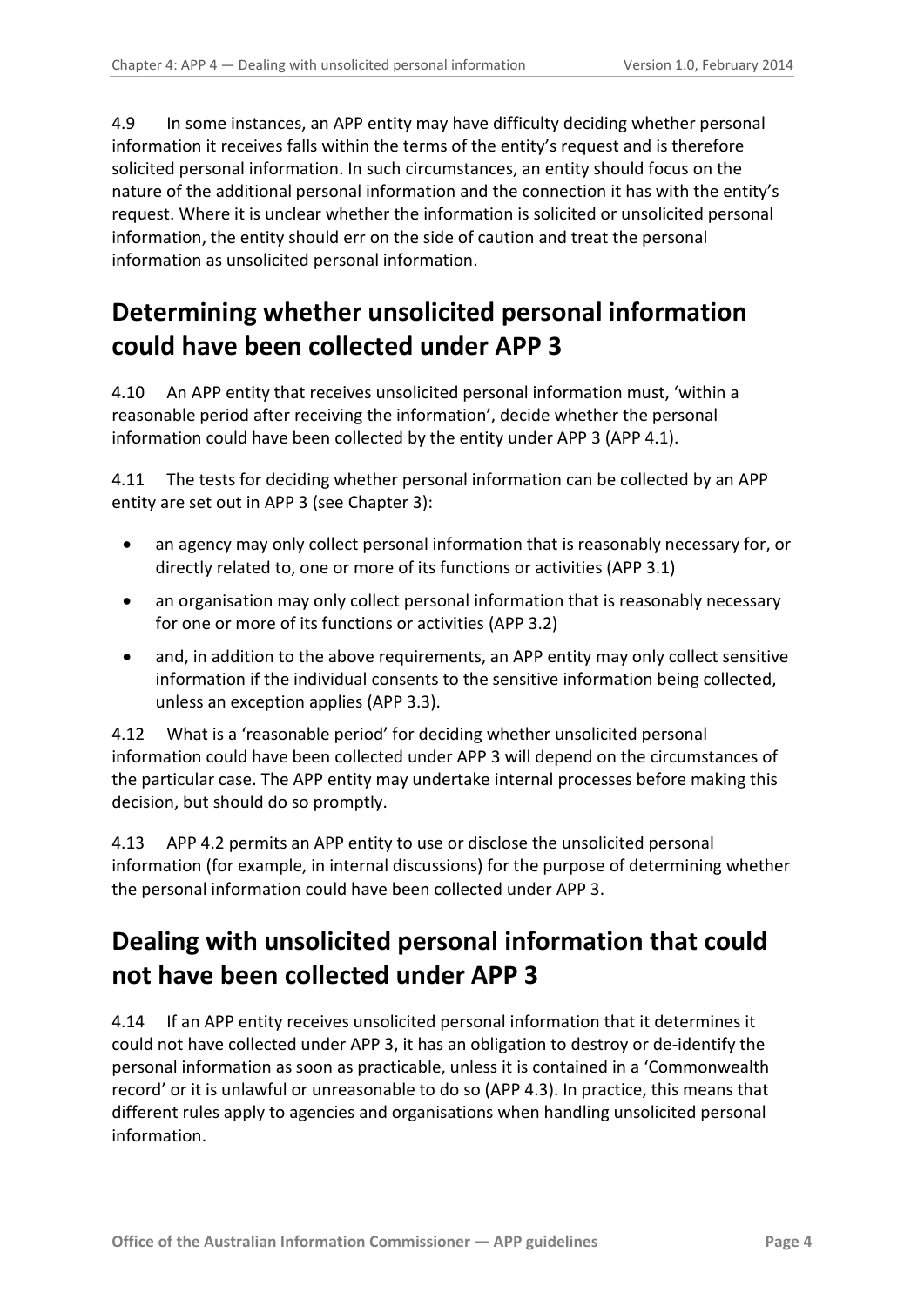4.9 In some instances, an APP entity may have difficulty deciding whether personal information it receives falls within the terms of the entity's request and is therefore solicited personal information. In such circumstances, an entity should focus on the nature of the additional personal information and the connection it has with the entity's request. Where it is unclear whether the information is solicited or unsolicited personal information, the entity should err on the side of caution and treat the personal information as unsolicited personal information.

## Determining whether unsolicited personal information could have been collected under APP 3

4.10 An APP entity that receives unsolicited personal information must, 'within a reasonable period after receiving the information', decide whether the personal information could have been collected by the entity under APP 3 (APP 4.1).

4.11 The tests for deciding whether personal information can be collected by an APP entity are set out in APP 3 (see Chapter 3):

- an agency may only collect personal information that is reasonably necessary for, or directly related to, one or more of its functions or activities (APP 3.1)
- an organisation may only collect personal information that is reasonably necessary for one or more of its functions or activities (APP 3.2)
- and, in addition to the above requirements, an APP entity may only collect sensitive information if the individual consents to the sensitive information being collected, unless an exception applies (APP 3.3).

4.12 What is a 'reasonable period' for deciding whether unsolicited personal information could have been collected under APP 3 will depend on the circumstances of the particular case. The APP entity may undertake internal processes before making this decision, but should do so promptly.

4.13 APP 4.2 permits an APP entity to use or disclose the unsolicited personal information (for example, in internal discussions) for the purpose of determining whether the personal information could have been collected under APP 3.

## Dealing with unsolicited personal information that could not have been collected under APP 3

4.14 If an APP entity receives unsolicited personal information that it determines it could not have collected under APP 3, it has an obligation to destroy or de-identify the personal information as soon as practicable, unless it is contained in a 'Commonwealth record' or it is unlawful or unreasonable to do so (APP 4.3). In practice, this means that different rules apply to agencies and organisations when handling unsolicited personal information.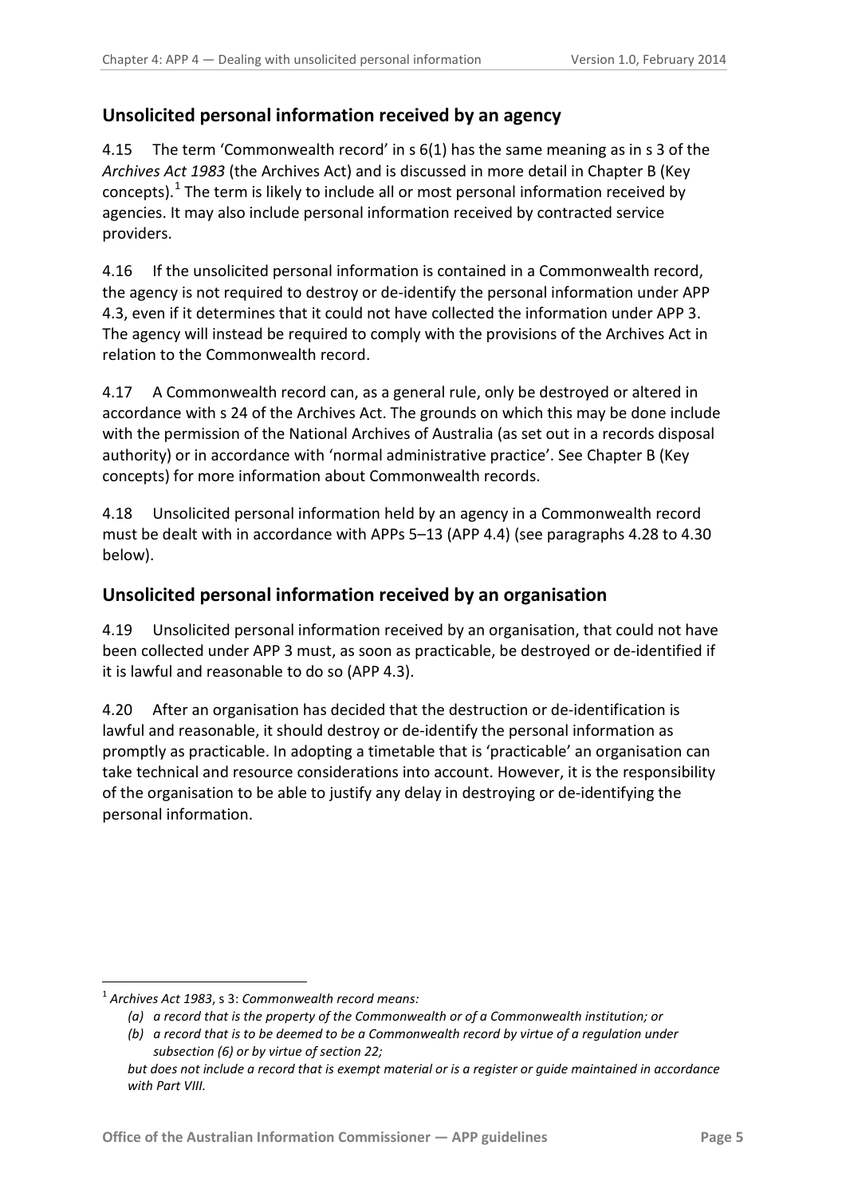## Unsolicited personal information received by an agency

4.15 The term 'Commonwealth record' in s 6(1) has the same meaning as in s 3 of the *Archives Act 1983* (the Archives Act) and is discussed in more detail in Chapter B (Key concepts).[1] The term is likely to include all or most personal information received by agencies. It may also include personal information received by contracted service providers.

4.16 If the unsolicited personal information is contained in a Commonwealth record, the agency is not required to destroy or de-identify the personal information under APP 4.3, even if it determines that it could not have collected the information under APP 3. The agency will instead be required to comply with the provisions of the Archives Act in relation to the Commonwealth record.

4.17 A Commonwealth record can, as a general rule, only be destroyed or altered in accordance with s 24 of the Archives Act. The grounds on which this may be done include with the permission of the National Archives of Australia (as set out in a records disposal authority) or in accordance with 'normal administrative practice'. See Chapter B (Key concepts) for more information about Commonwealth records.

4.18 Unsolicited personal information held by an agency in a Commonwealth record must be dealt with in accordance with APPs 5–13 (APP 4.4) (see paragraphs 4.28 to 4.30 below).

## Unsolicited personal information received by an organisation

4.19 Unsolicited personal information received by an organisation, that could not have been collected under APP 3 must, as soon as practicable, be destroyed or de-identified if it is lawful and reasonable to do so (APP 4.3).

4.20 After an organisation has decided that the destruction or de-identification is lawful and reasonable, it should destroy or de-identify the personal information as promptly as practicable. In adopting a timetable that is 'practicable' an organisation can take technical and resource considerations into account. However, it is the responsibility of the organisation to be able to justify any delay in destroying or de-identifying the personal information.

---

[1] *Archives Act 1983*, s 3: *Commonwealth record means:*

*(a) a record that is the property of the Commonwealth or of a Commonwealth institution; or*

*(b) a record that is to be deemed to be a Commonwealth record by virtue of a regulation under subsection (6) or by virtue of section 22;*

*but does not include a record that is exempt material or is a register or guide maintained in accordance with Part VIII.*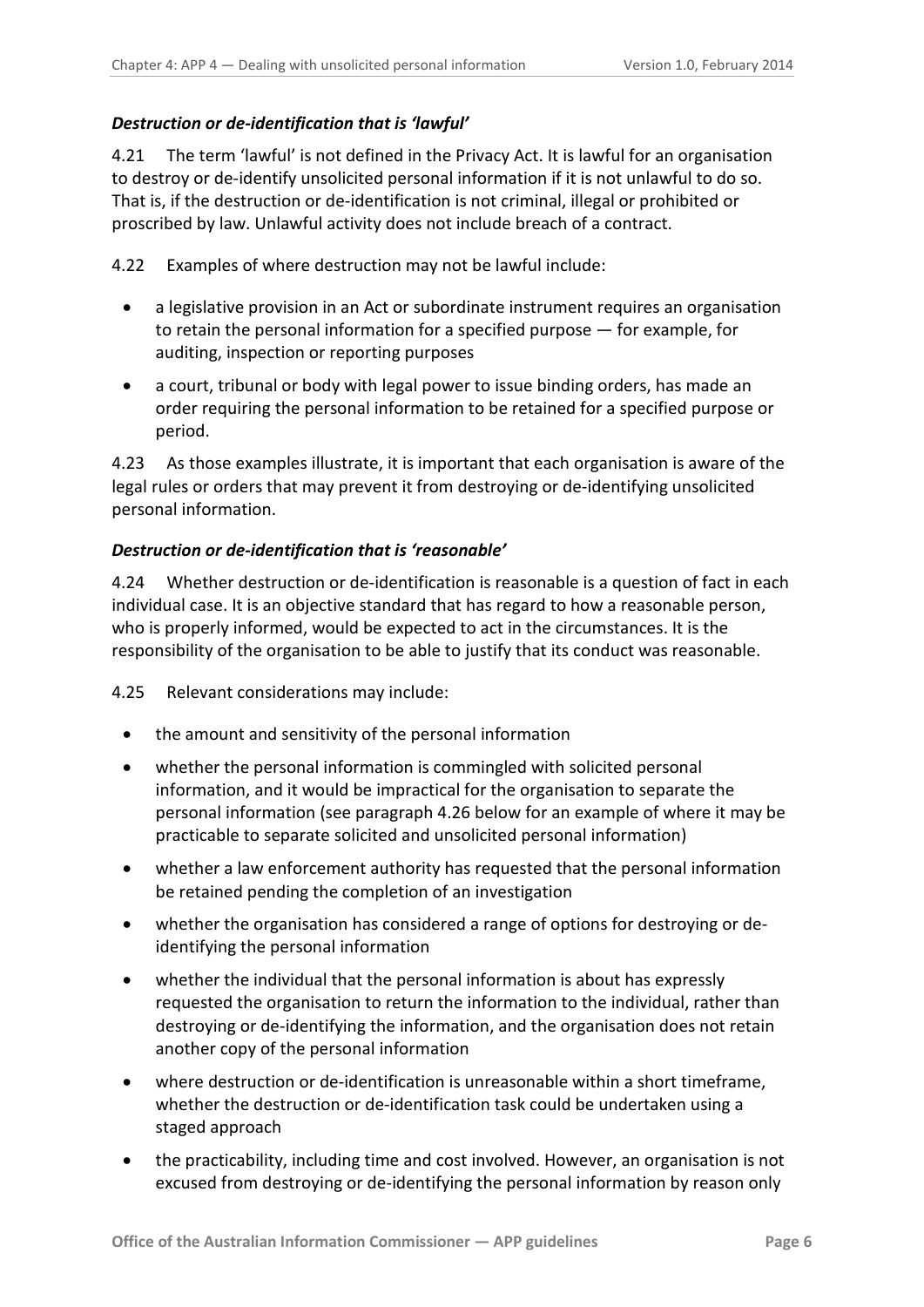### *Destruction or de-identification that is 'lawful'*

4.21 The term 'lawful' is not defined in the Privacy Act. It is lawful for an organisation to destroy or de-identify unsolicited personal information if it is not unlawful to do so. That is, if the destruction or de-identification is not criminal, illegal or prohibited or proscribed by law. Unlawful activity does not include breach of a contract.

4.22 Examples of where destruction may not be lawful include:

- a legislative provision in an Act or subordinate instrument requires an organisation to retain the personal information for a specified purpose — for example, for auditing, inspection or reporting purposes
- a court, tribunal or body with legal power to issue binding orders, has made an order requiring the personal information to be retained for a specified purpose or period.

4.23 As those examples illustrate, it is important that each organisation is aware of the legal rules or orders that may prevent it from destroying or de-identifying unsolicited personal information.

### *Destruction or de-identification that is 'reasonable'*

4.24 Whether destruction or de-identification is reasonable is a question of fact in each individual case. It is an objective standard that has regard to how a reasonable person, who is properly informed, would be expected to act in the circumstances. It is the responsibility of the organisation to be able to justify that its conduct was reasonable.

4.25 Relevant considerations may include:

- the amount and sensitivity of the personal information
- whether the personal information is commingled with solicited personal information, and it would be impractical for the organisation to separate the personal information (see paragraph 4.26 below for an example of where it may be practicable to separate solicited and unsolicited personal information)
- whether a law enforcement authority has requested that the personal information be retained pending the completion of an investigation
- whether the organisation has considered a range of options for destroying or de-identifying the personal information
- whether the individual that the personal information is about has expressly requested the organisation to return the information to the individual, rather than destroying or de-identifying the information, and the organisation does not retain another copy of the personal information
- where destruction or de-identification is unreasonable within a short timeframe, whether the destruction or de-identification task could be undertaken using a staged approach
- the practicability, including time and cost involved. However, an organisation is not excused from destroying or de-identifying the personal information by reason only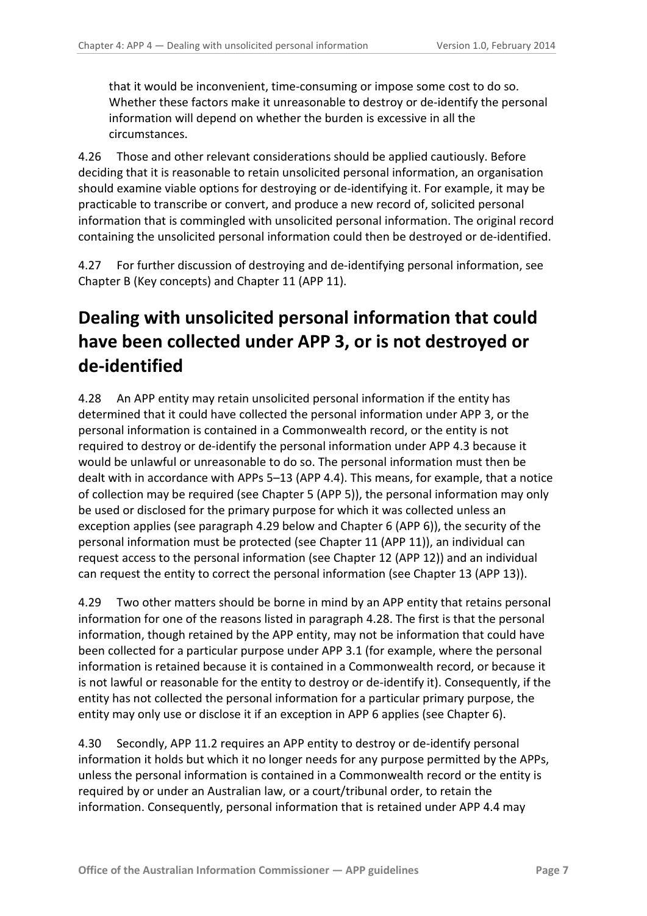that it would be inconvenient, time-consuming or impose some cost to do so. Whether these factors make it unreasonable to destroy or de-identify the personal information will depend on whether the burden is excessive in all the circumstances.

4.26 Those and other relevant considerations should be applied cautiously. Before deciding that it is reasonable to retain unsolicited personal information, an organisation should examine viable options for destroying or de-identifying it. For example, it may be practicable to transcribe or convert, and produce a new record of, solicited personal information that is commingled with unsolicited personal information. The original record containing the unsolicited personal information could then be destroyed or de-identified.

4.27 For further discussion of destroying and de-identifying personal information, see Chapter B (Key concepts) and Chapter 11 (APP 11).

# Dealing with unsolicited personal information that could have been collected under APP 3, or is not destroyed or de-identified

4.28 An APP entity may retain unsolicited personal information if the entity has determined that it could have collected the personal information under APP 3, or the personal information is contained in a Commonwealth record, or the entity is not required to destroy or de-identify the personal information under APP 4.3 because it would be unlawful or unreasonable to do so. The personal information must then be dealt with in accordance with APPs 5–13 (APP 4.4). This means, for example, that a notice of collection may be required (see Chapter 5 (APP 5)), the personal information may only be used or disclosed for the primary purpose for which it was collected unless an exception applies (see paragraph 4.29 below and Chapter 6 (APP 6)), the security of the personal information must be protected (see Chapter 11 (APP 11)), an individual can request access to the personal information (see Chapter 12 (APP 12)) and an individual can request the entity to correct the personal information (see Chapter 13 (APP 13)).

4.29 Two other matters should be borne in mind by an APP entity that retains personal information for one of the reasons listed in paragraph 4.28. The first is that the personal information, though retained by the APP entity, may not be information that could have been collected for a particular purpose under APP 3.1 (for example, where the personal information is retained because it is contained in a Commonwealth record, or because it is not lawful or reasonable for the entity to destroy or de-identify it). Consequently, if the entity has not collected the personal information for a particular primary purpose, the entity may only use or disclose it if an exception in APP 6 applies (see Chapter 6).

4.30 Secondly, APP 11.2 requires an APP entity to destroy or de-identify personal information it holds but which it no longer needs for any purpose permitted by the APPs, unless the personal information is contained in a Commonwealth record or the entity is required by or under an Australian law, or a court/tribunal order, to retain the information. Consequently, personal information that is retained under APP 4.4 may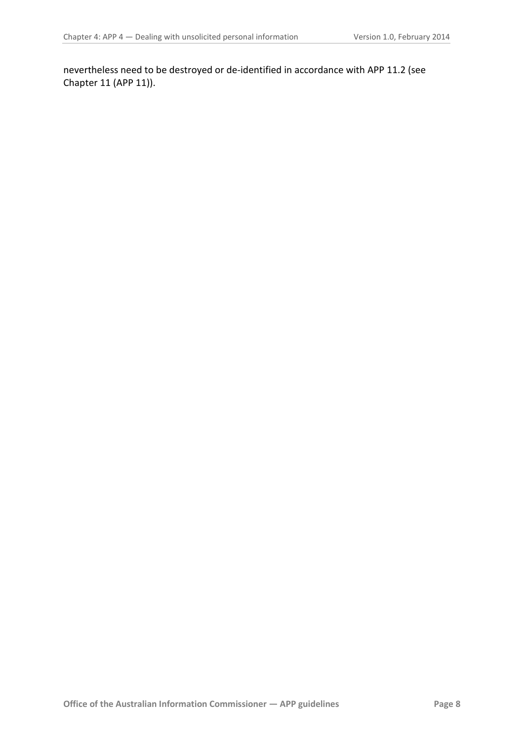nevertheless need to be destroyed or de-identified in accordance with APP 11.2 (see Chapter 11 (APP 11)).